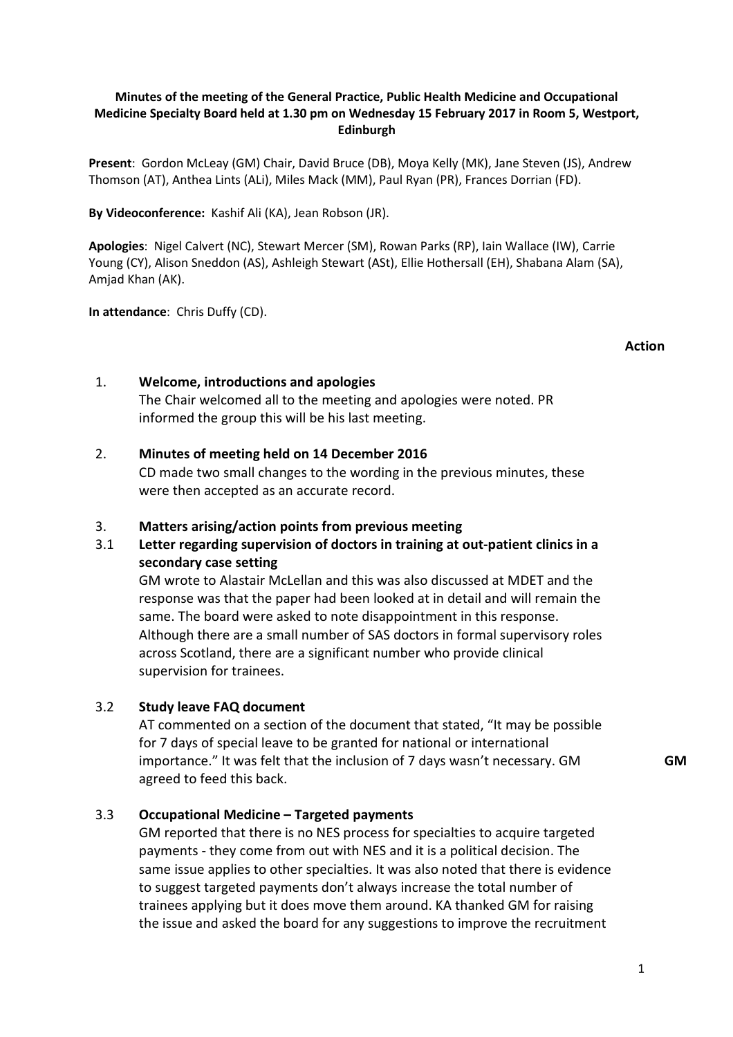**Minutes of the meeting of the General Practice, Public Health Medicine and Occupational Medicine Specialty Board held at 1.30 pm on Wednesday 15 February 2017 in Room 5, Westport, Edinburgh**

**Present**: Gordon McLeay (GM) Chair, David Bruce (DB), Moya Kelly (MK), Jane Steven (JS), Andrew Thomson (AT), Anthea Lints (ALi), Miles Mack (MM), Paul Ryan (PR), Frances Dorrian (FD).

**By Videoconference:** Kashif Ali (KA), Jean Robson (JR).

**Apologies**: Nigel Calvert (NC), Stewart Mercer (SM), Rowan Parks (RP), Iain Wallace (IW), Carrie Young (CY), Alison Sneddon (AS), Ashleigh Stewart (ASt), Ellie Hothersall (EH), Shabana Alam (SA), Amjad Khan (AK).

**In attendance**: Chris Duffy (CD).

**Action**

1. **Welcome, introductions and apologies**

   The Chair welcomed all to the meeting and apologies were noted. PR informed the group this will be his last meeting.

2. **Minutes of meeting held on 14 December 2016**

   CD made two small changes to the wording in the previous minutes, these were then accepted as an accurate record.

3. **Matters arising/action points from previous meeting**

3.1 **Letter regarding supervision of doctors in training at out-patient clinics in a secondary case setting**

GM wrote to Alastair McLellan and this was also discussed at MDET and the response was that the paper had been looked at in detail and will remain the same. The board were asked to note disappointment in this response. Although there are a small number of SAS doctors in formal supervisory roles across Scotland, there are a significant number who provide clinical supervision for trainees.

3.2 **Study leave FAQ document**

AT commented on a section of the document that stated, "It may be possible for 7 days of special leave to be granted for national or international importance." It was felt that the inclusion of 7 days wasn't necessary. GM agreed to feed this back. **GM**

3.3 **Occupational Medicine – Targeted payments**

GM reported that there is no NES process for specialties to acquire targeted payments - they come from out with NES and it is a political decision. The same issue applies to other specialties. It was also noted that there is evidence to suggest targeted payments don't always increase the total number of trainees applying but it does move them around. KA thanked GM for raising the issue and asked the board for any suggestions to improve the recruitment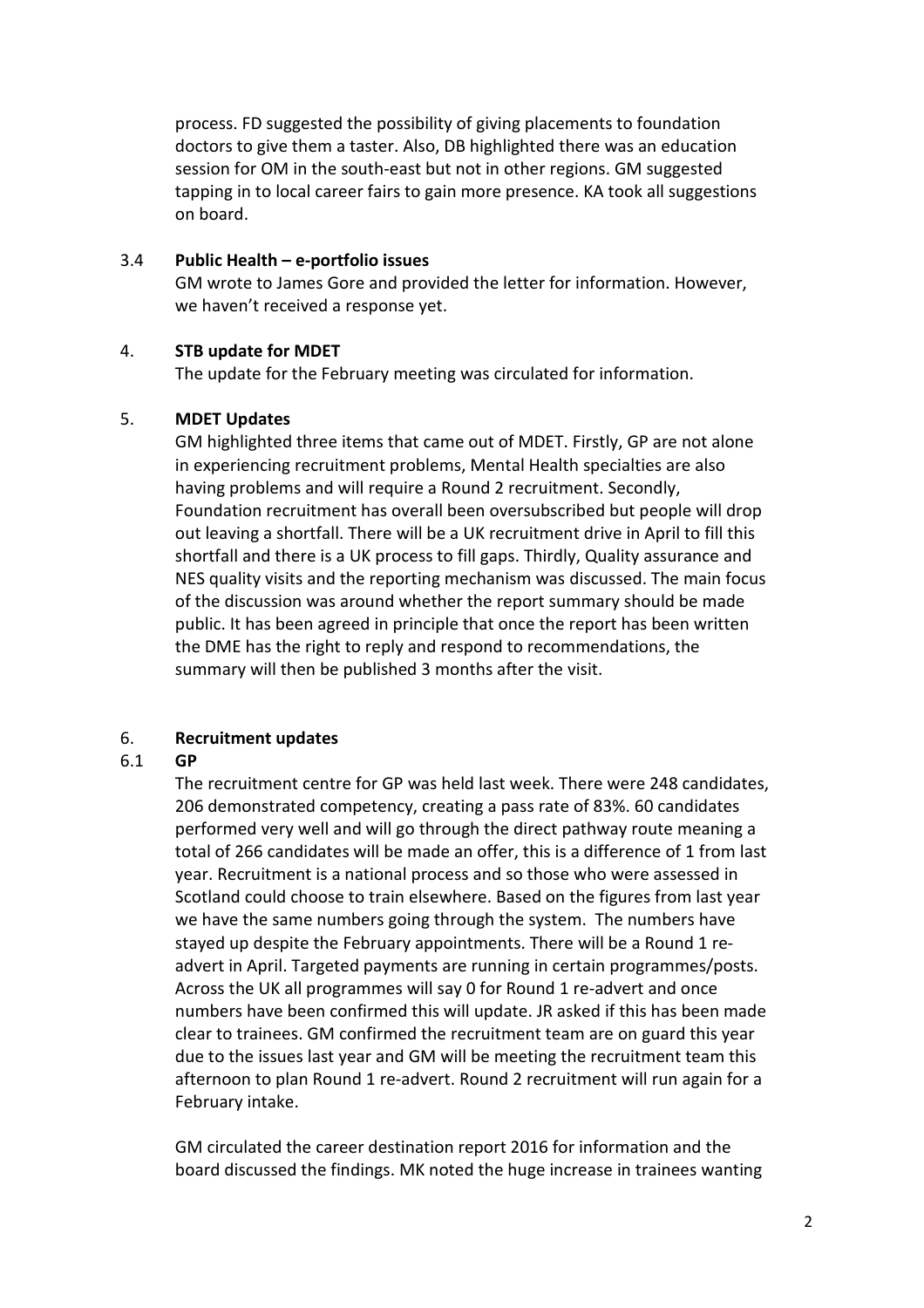process. FD suggested the possibility of giving placements to foundation doctors to give them a taster. Also, DB highlighted there was an education session for OM in the south-east but not in other regions. GM suggested tapping in to local career fairs to gain more presence. KA took all suggestions on board.

3.4 **Public Health – e-portfolio issues**

GM wrote to James Gore and provided the letter for information. However, we haven't received a response yet.

4. **STB update for MDET**

The update for the February meeting was circulated for information.

5. **MDET Updates**

GM highlighted three items that came out of MDET. Firstly, GP are not alone in experiencing recruitment problems, Mental Health specialties are also having problems and will require a Round 2 recruitment. Secondly, Foundation recruitment has overall been oversubscribed but people will drop out leaving a shortfall. There will be a UK recruitment drive in April to fill this shortfall and there is a UK process to fill gaps. Thirdly, Quality assurance and NES quality visits and the reporting mechanism was discussed. The main focus of the discussion was around whether the report summary should be made public. It has been agreed in principle that once the report has been written the DME has the right to reply and respond to recommendations, the summary will then be published 3 months after the visit.

6. **Recruitment updates**

6.1 **GP**

The recruitment centre for GP was held last week. There were 248 candidates, 206 demonstrated competency, creating a pass rate of 83%. 60 candidates performed very well and will go through the direct pathway route meaning a total of 266 candidates will be made an offer, this is a difference of 1 from last year. Recruitment is a national process and so those who were assessed in Scotland could choose to train elsewhere. Based on the figures from last year we have the same numbers going through the system. The numbers have stayed up despite the February appointments. There will be a Round 1 re-advert in April. Targeted payments are running in certain programmes/posts. Across the UK all programmes will say 0 for Round 1 re-advert and once numbers have been confirmed this will update. JR asked if this has been made clear to trainees. GM confirmed the recruitment team are on guard this year due to the issues last year and GM will be meeting the recruitment team this afternoon to plan Round 1 re-advert. Round 2 recruitment will run again for a February intake.

GM circulated the career destination report 2016 for information and the board discussed the findings. MK noted the huge increase in trainees wanting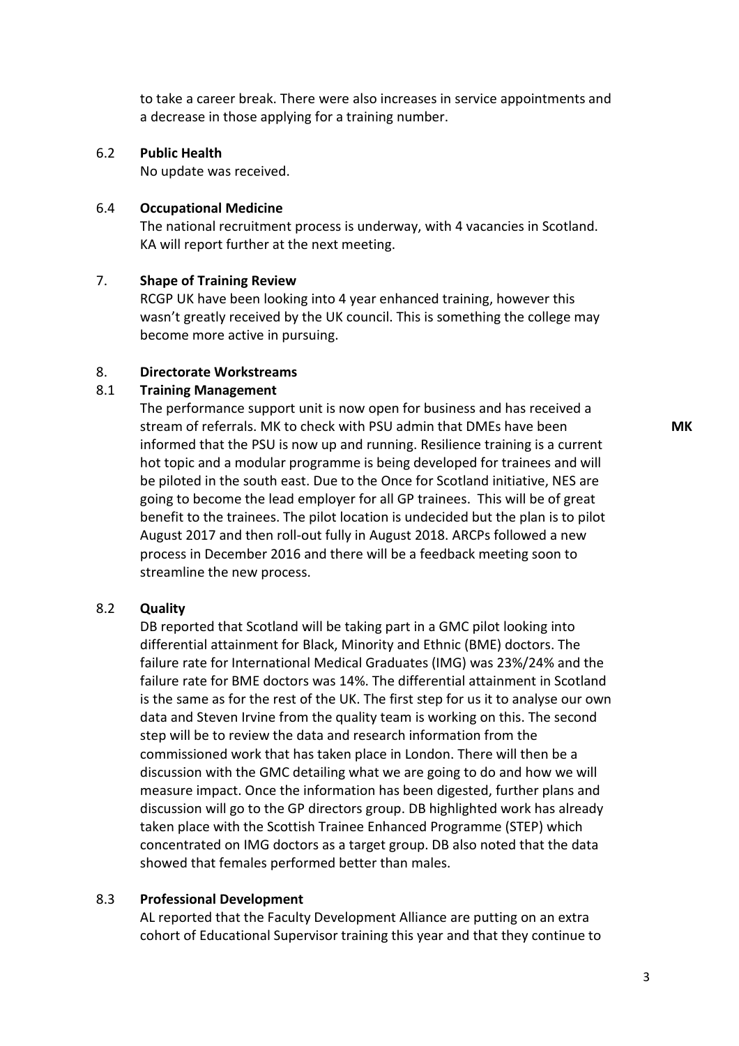to take a career break. There were also increases in service appointments and a decrease in those applying for a training number.

6.2 **Public Health**

No update was received.

6.4 **Occupational Medicine**

The national recruitment process is underway, with 4 vacancies in Scotland. KA will report further at the next meeting.

7. **Shape of Training Review**

RCGP UK have been looking into 4 year enhanced training, however this wasn't greatly received by the UK council. This is something the college may become more active in pursuing.

8. **Directorate Workstreams**

8.1 **Training Management**

The performance support unit is now open for business and has received a stream of referrals. MK to check with PSU admin that DMEs have been informed that the PSU is now up and running. Resilience training is a current hot topic and a modular programme is being developed for trainees and will be piloted in the south east. Due to the Once for Scotland initiative, NES are going to become the lead employer for all GP trainees. This will be of great benefit to the trainees. The pilot location is undecided but the plan is to pilot August 2017 and then roll-out fully in August 2018. ARCPs followed a new process in December 2016 and there will be a feedback meeting soon to streamline the new process. **MK**

8.2 **Quality**

DB reported that Scotland will be taking part in a GMC pilot looking into differential attainment for Black, Minority and Ethnic (BME) doctors. The failure rate for International Medical Graduates (IMG) was 23%/24% and the failure rate for BME doctors was 14%. The differential attainment in Scotland is the same as for the rest of the UK. The first step for us it to analyse our own data and Steven Irvine from the quality team is working on this. The second step will be to review the data and research information from the commissioned work that has taken place in London. There will then be a discussion with the GMC detailing what we are going to do and how we will measure impact. Once the information has been digested, further plans and discussion will go to the GP directors group. DB highlighted work has already taken place with the Scottish Trainee Enhanced Programme (STEP) which concentrated on IMG doctors as a target group. DB also noted that the data showed that females performed better than males.

8.3 **Professional Development**

AL reported that the Faculty Development Alliance are putting on an extra cohort of Educational Supervisor training this year and that they continue to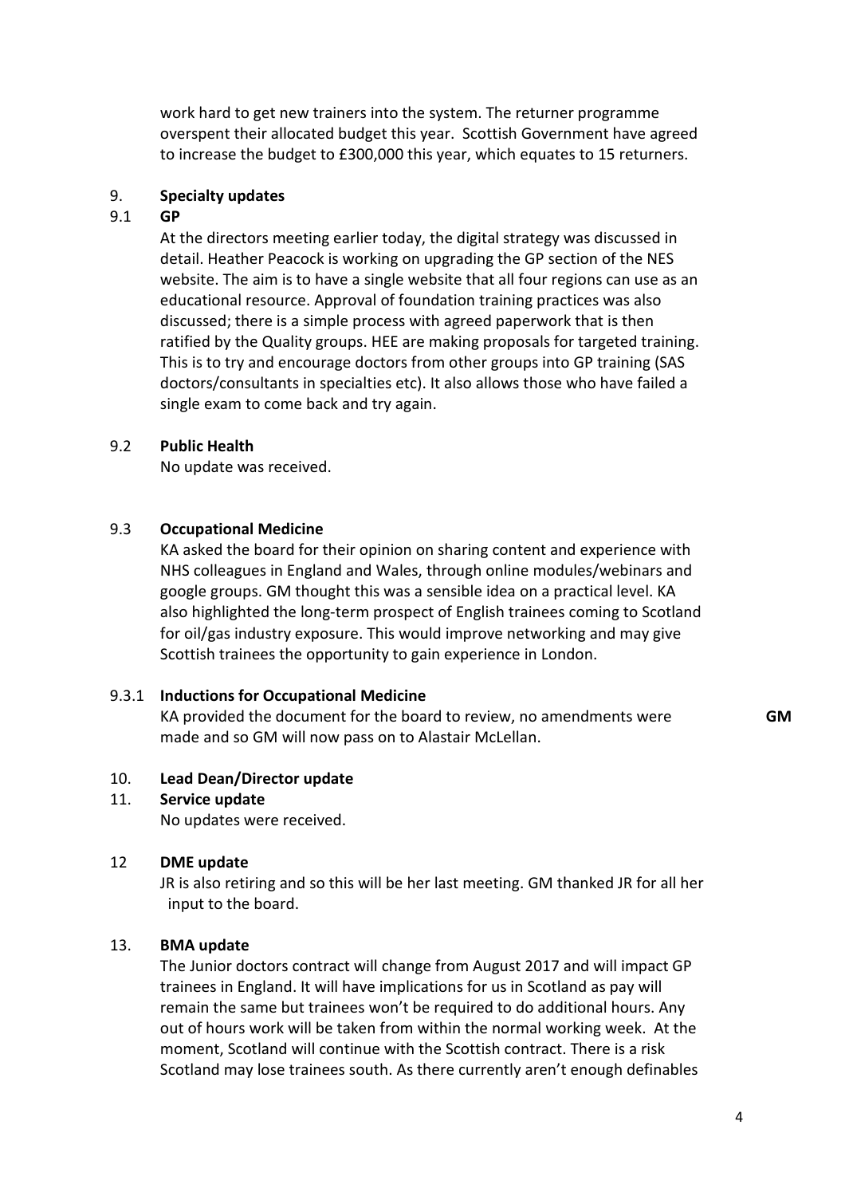work hard to get new trainers into the system. The returner programme overspent their allocated budget this year. Scottish Government have agreed to increase the budget to £300,000 this year, which equates to 15 returners.

## 9. Specialty updates

### 9.1 GP

At the directors meeting earlier today, the digital strategy was discussed in detail. Heather Peacock is working on upgrading the GP section of the NES website. The aim is to have a single website that all four regions can use as an educational resource. Approval of foundation training practices was also discussed; there is a simple process with agreed paperwork that is then ratified by the Quality groups. HEE are making proposals for targeted training. This is to try and encourage doctors from other groups into GP training (SAS doctors/consultants in specialties etc). It also allows those who have failed a single exam to come back and try again.

### 9.2 Public Health

No update was received.

### 9.3 Occupational Medicine

KA asked the board for their opinion on sharing content and experience with NHS colleagues in England and Wales, through online modules/webinars and google groups. GM thought this was a sensible idea on a practical level. KA also highlighted the long-term prospect of English trainees coming to Scotland for oil/gas industry exposure. This would improve networking and may give Scottish trainees the opportunity to gain experience in London.

#### 9.3.1 Inductions for Occupational Medicine

KA provided the document for the board to review, no amendments were made and so GM will now pass on to Alastair McLellan. **GM**

## 10. Lead Dean/Director update

## 11. Service update

No updates were received.

## 12 DME update

JR is also retiring and so this will be her last meeting. GM thanked JR for all her input to the board.

## 13. BMA update

The Junior doctors contract will change from August 2017 and will impact GP trainees in England. It will have implications for us in Scotland as pay will remain the same but trainees won't be required to do additional hours. Any out of hours work will be taken from within the normal working week. At the moment, Scotland will continue with the Scottish contract. There is a risk Scotland may lose trainees south. As there currently aren't enough definables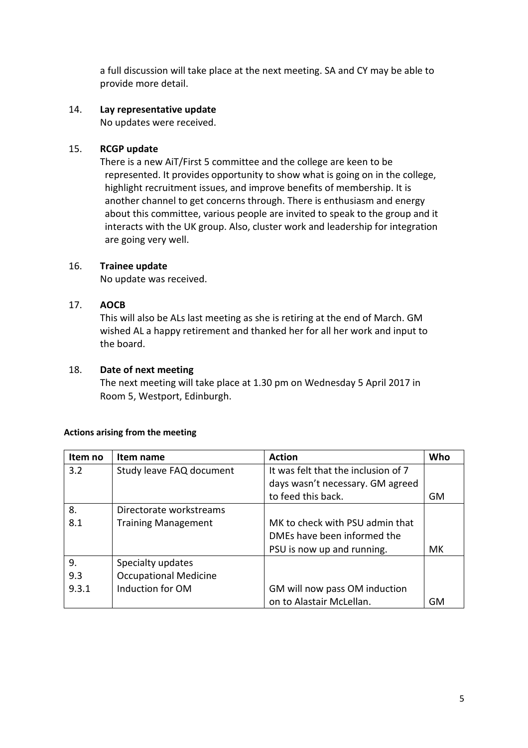a full discussion will take place at the next meeting. SA and CY may be able to provide more detail.

14. **Lay representative update**
    No updates were received.

15. **RCGP update**
    There is a new AiT/First 5 committee and the college are keen to be represented. It provides opportunity to show what is going on in the college, highlight recruitment issues, and improve benefits of membership. It is another channel to get concerns through. There is enthusiasm and energy about this committee, various people are invited to speak to the group and it interacts with the UK group. Also, cluster work and leadership for integration are going very well.

16. **Trainee update**
    No update was received.

17. **AOCB**
    This will also be ALs last meeting as she is retiring at the end of March. GM wished AL a happy retirement and thanked her for all her work and input to the board.

18. **Date of next meeting**
    The next meeting will take place at 1.30 pm on Wednesday 5 April 2017 in Room 5, Westport, Edinburgh.

**Actions arising from the meeting**

| Item no | Item name | Action | Who |
|---|---|---|---|
| 3.2 | Study leave FAQ document | It was felt that the inclusion of 7 days wasn't necessary. GM agreed to feed this back. | GM |
| 8.<br>8.1 | Directorate workstreams<br>Training Management | MK to check with PSU admin that DMEs have been informed the PSU is now up and running. | MK |
| 9.<br>9.3<br>9.3.1 | Specialty updates<br>Occupational Medicine<br>Induction for OM | GM will now pass OM induction on to Alastair McLellan. | GM |